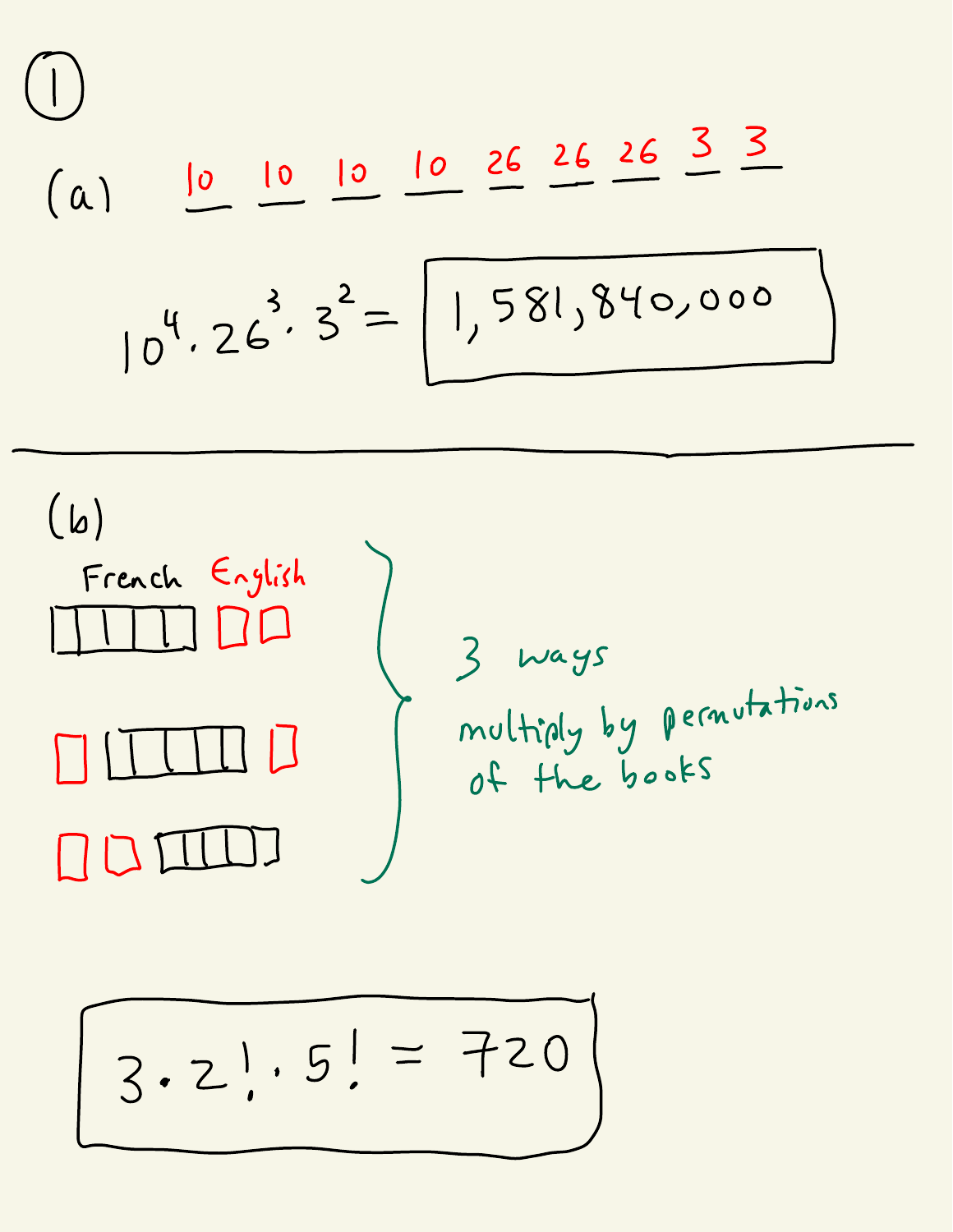# ①

**(a)** 10 10 10 10 26 26 26 3 3

$$10^4 \cdot 26^3 \cdot 3^2 = \boxed{1{,}581{,}840{,}000}$$

---

**(b)**

French English

[French block of 5 books] [English] [English]

[English] [French block of 5 books] [English]

[English] [English] [French block of 5 books]

3 ways

multiply by permutations of the books

$$\boxed{3 \cdot 2! \cdot 5! = 720}$$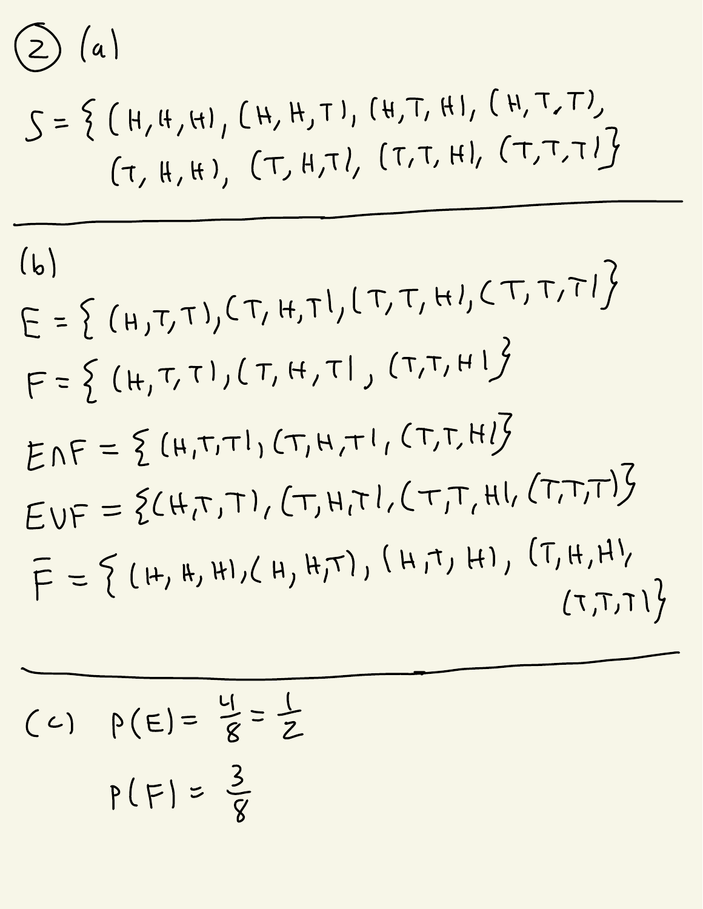② (a)

$$S = \{(H,H,H), (H,H,T), (H,T,H), (H,T,T), (T,H,H), (T,H,T), (T,T,H), (T,T,T)\}$$

---

(b)

$$E = \{(H,T,T), (T,H,T), (T,T,H), (T,T,T)\}$$

$$F = \{(H,T,T), (T,H,T), (T,T,H)\}$$

$$E \cap F = \{(H,T,T), (T,H,T), (T,T,H)\}$$

$$E \cup F = \{(H,T,T), (T,H,T), (T,T,H), (T,T,T)\}$$

$$\bar{F} = \{(H,H,H), (H,H,T), (H,T,H), (T,H,H), (T,T,T)\}$$

---

(c) $P(E) = \frac{4}{8} = \frac{1}{2}$

$P(F) = \frac{3}{8}$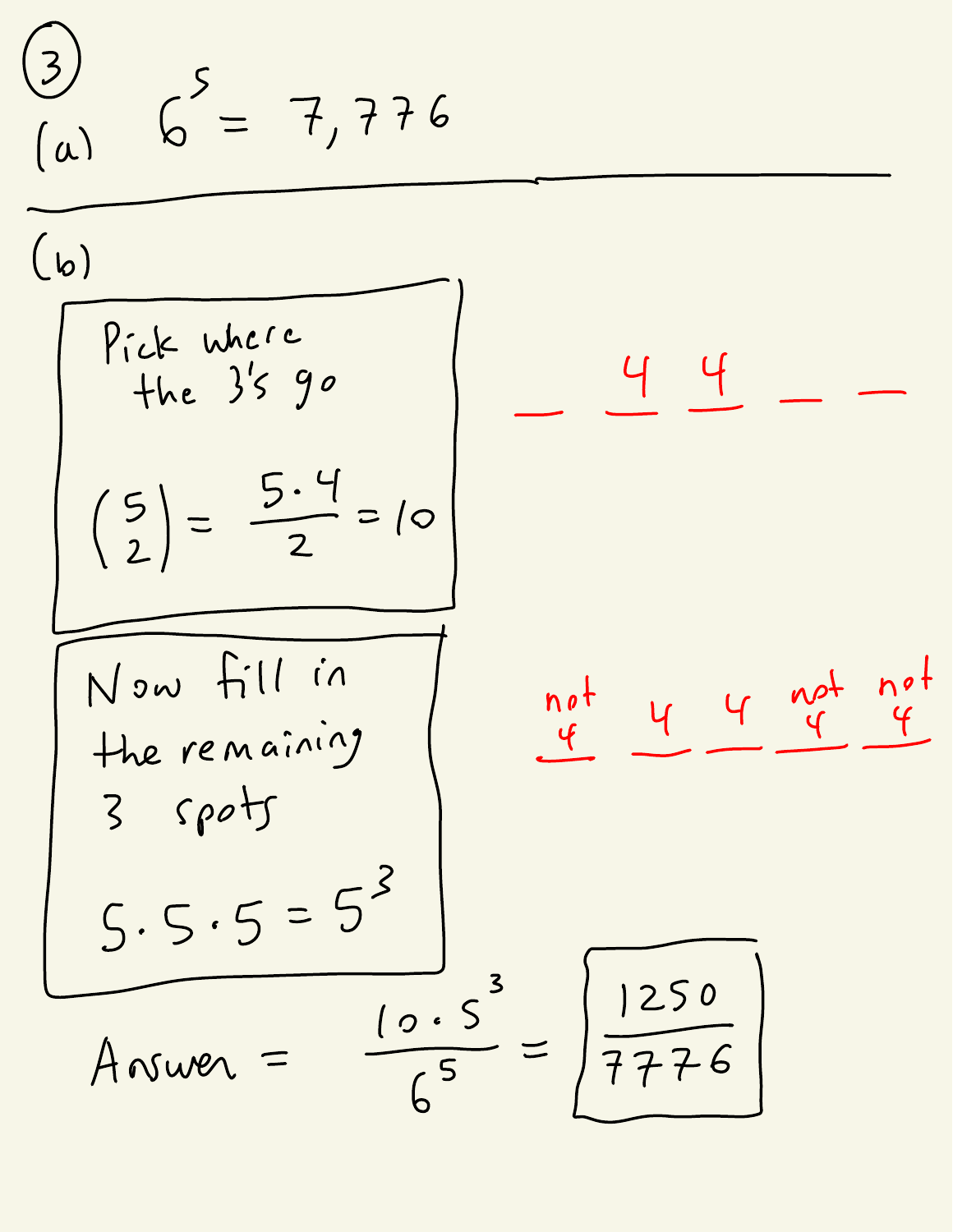## (3)

**(a)** $6^5 = 7{,}776$

---

**(b)**

Pick where the 3's go

$\binom{5}{2} = \frac{5 \cdot 4}{2} = 10$

\_ 4 4 \_ \_

Now fill in the remaining 3 spots

$5 \cdot 5 \cdot 5 = 5^3$

not 4 | 4 | 4 | not 4 | not 4

Answer $= \frac{10 \cdot 5^3}{6^5} = \boxed{\frac{1250}{7776}}$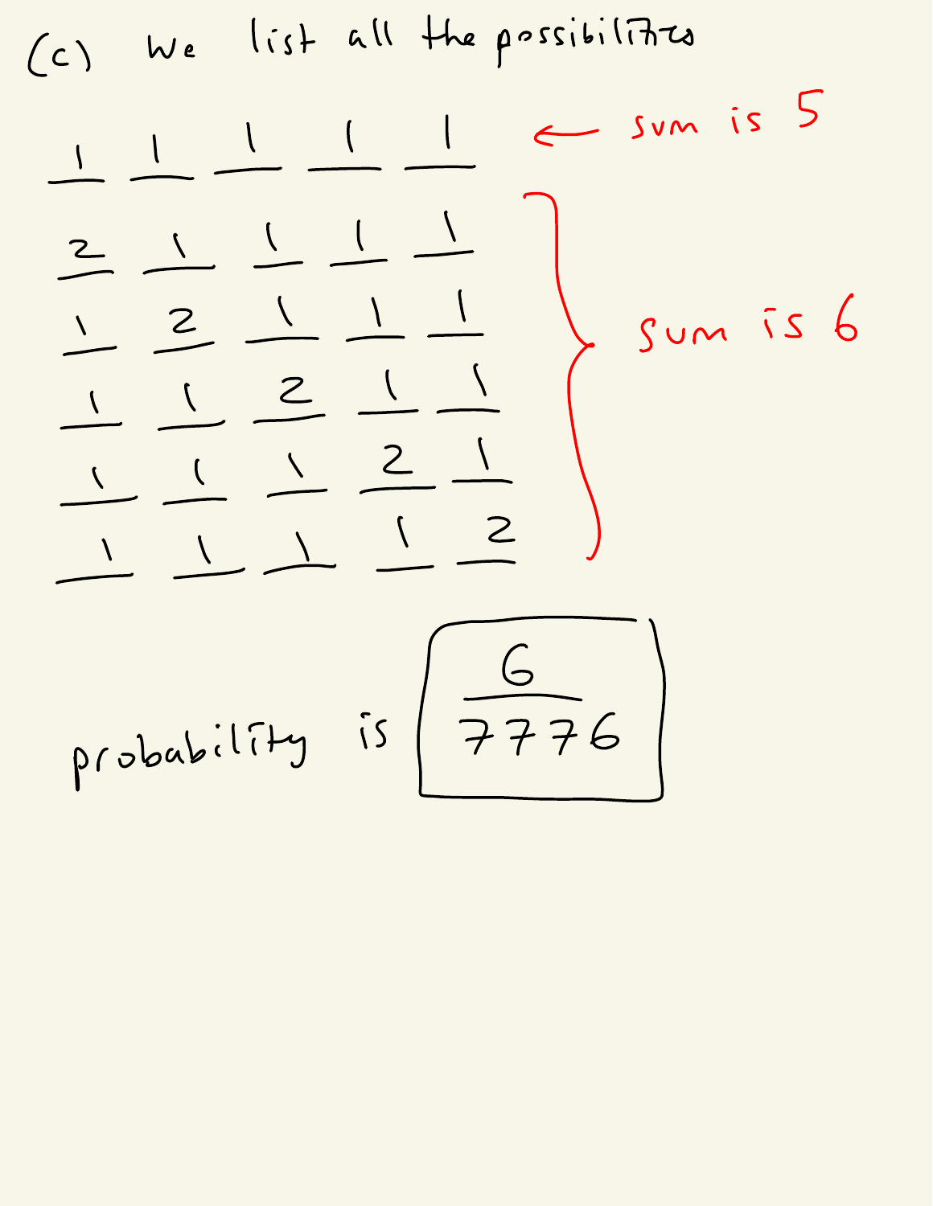(c) We list all the possibilities

$\underline{1}$ $\underline{1}$ $\underline{1}$ $\underline{1}$ $\underline{1}$ ← sum is 5

$\underline{2}$ $\underline{1}$ $\underline{1}$ $\underline{1}$ $\underline{1}$

$\underline{1}$ $\underline{2}$ $\underline{1}$ $\underline{1}$ $\underline{1}$

$\underline{1}$ $\underline{1}$ $\underline{2}$ $\underline{1}$ $\underline{1}$

$\underline{1}$ $\underline{1}$ $\underline{1}$ $\underline{2}$ $\underline{1}$

$\underline{1}$ $\underline{1}$ $\underline{1}$ $\underline{1}$ $\underline{2}$

} sum is 6

probability is $\boxed{\dfrac{6}{7776}}$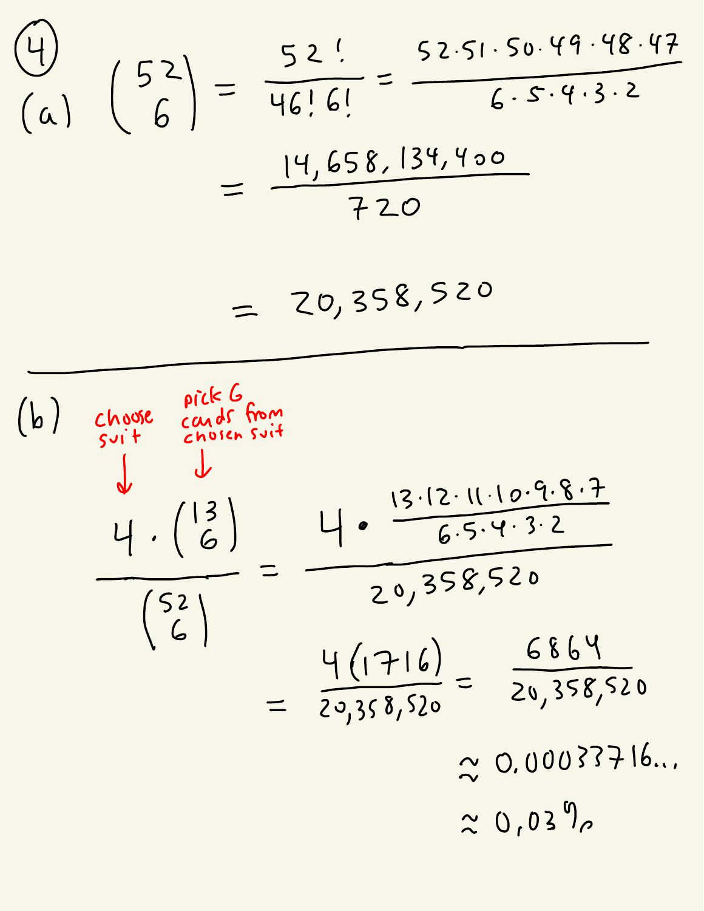④

(a)

$$\binom{52}{6} = \frac{52!}{46!\,6!} = \frac{52 \cdot 51 \cdot 50 \cdot 49 \cdot 48 \cdot 47}{6 \cdot 5 \cdot 4 \cdot 3 \cdot 2}$$

$$= \frac{14{,}658{,}134{,}400}{720}$$

$$= 20{,}358{,}520$$

---

(b)

choose suit ↓ &nbsp;&nbsp;&nbsp; pick 6 cards from chosen suit ↓

$$\frac{4 \cdot \binom{13}{6}}{\binom{52}{6}} = \frac{4 \cdot \frac{13 \cdot 12 \cdot 11 \cdot 10 \cdot 9 \cdot 8 \cdot 7}{6 \cdot 5 \cdot 4 \cdot 3 \cdot 2}}{20{,}358{,}520}$$

$$= \frac{4(1716)}{20{,}358{,}520} = \frac{6864}{20{,}358{,}520}$$

$$\approx 0.00033716\ldots$$

$$\approx 0.03\%$$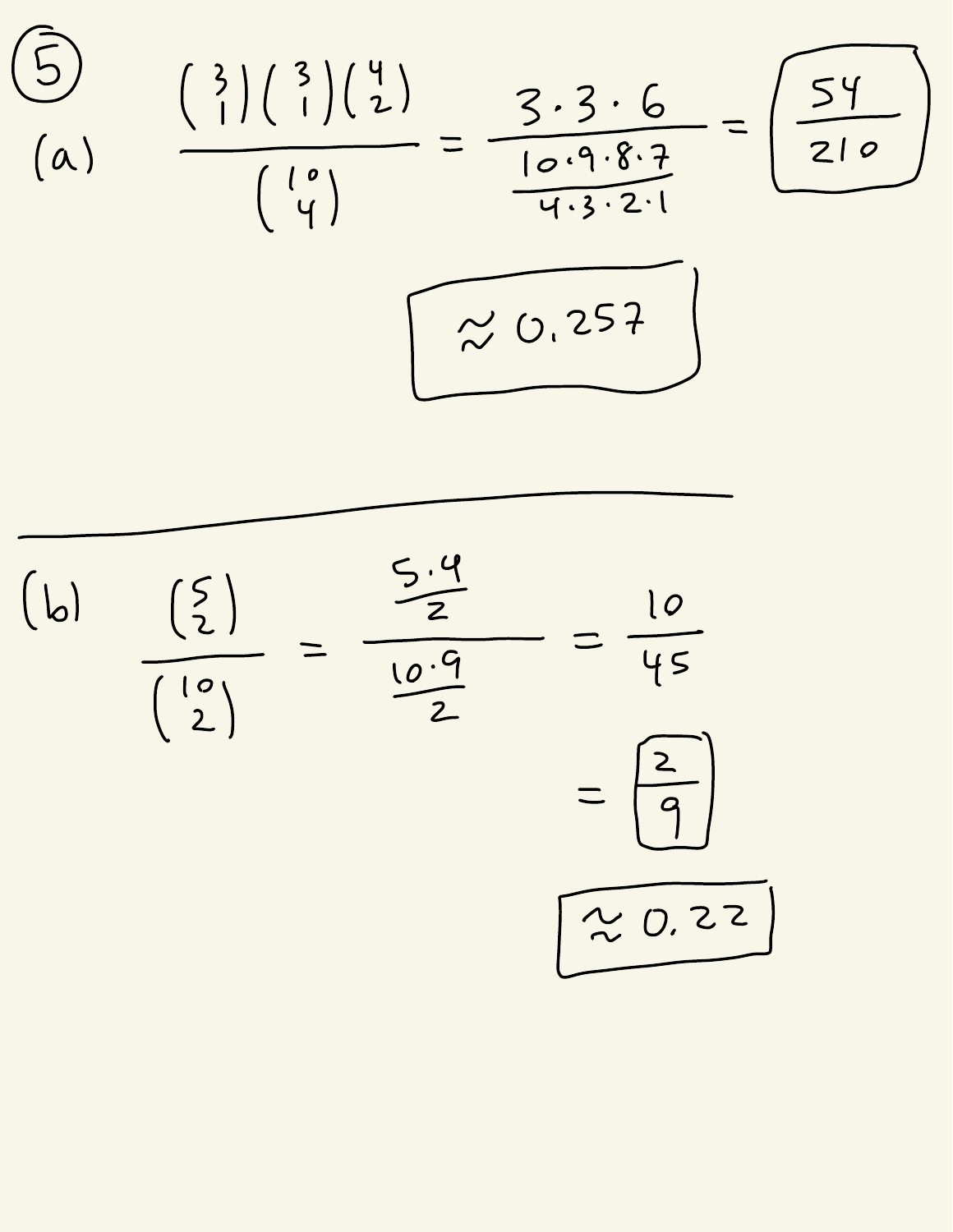5

(a)

$$\frac{\binom{3}{1}\binom{3}{1}\binom{4}{2}}{\binom{10}{4}} = \frac{3 \cdot 3 \cdot 6}{\frac{10 \cdot 9 \cdot 8 \cdot 7}{4 \cdot 3 \cdot 2 \cdot 1}} = \boxed{\frac{54}{210}}$$

$$\boxed{\approx 0.257}$$

---

(b)

$$\frac{\binom{5}{2}}{\binom{10}{2}} = \frac{\frac{5 \cdot 4}{2}}{\frac{10 \cdot 9}{2}} = \frac{10}{45}$$

$$= \boxed{\frac{2}{9}}$$

$$\boxed{\approx 0.22}$$